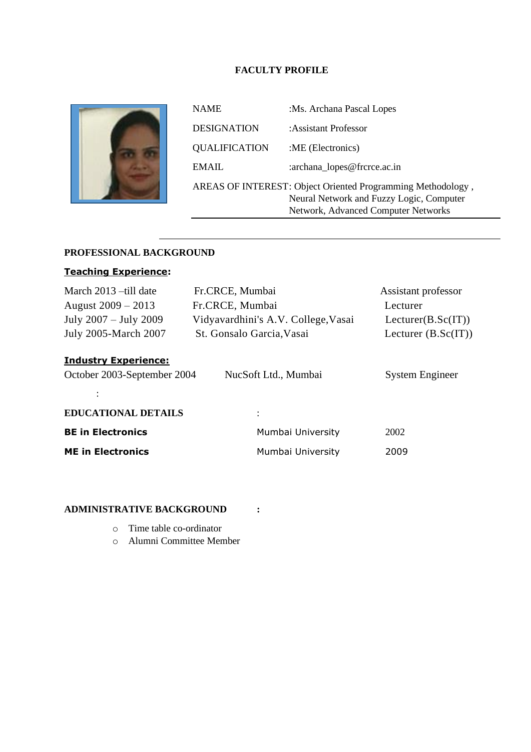# FACULTY PROFILE

| | |
|---|---|
| NAME | :Ms. Archana Pascal Lopes |
| DESIGNATION | :Assistant Professor |
| QUALIFICATION | :ME (Electronics) |
| EMAIL | :archana_lopes@frcrce.ac.in |
| AREAS OF INTEREST: | Object Oriented Programming Methodology , Neural Network and Fuzzy Logic, Computer Network, Advanced Computer Networks |

## PROFESSIONAL BACKGROUND

**Teaching Experience:**

| | | |
|---|---|---|
| March 2013 –till date | Fr.CRCE, Mumbai | Assistant professor |
| August 2009 – 2013 | Fr.CRCE, Mumbai | Lecturer |
| July 2007 – July 2009 | Vidyavardhini's A.V. College,Vasai | Lecturer(B.Sc(IT)) |
| July 2005-March 2007 | St. Gonsalo Garcia,Vasai | Lecturer (B.Sc(IT)) |

**Industry Experience:**

| | | |
|---|---|---|
| October 2003-September 2004 | NucSoft Ltd., Mumbai | System Engineer |

:

## EDUCATIONAL DETAILS :

| | | |
|---|---|---|
| **BE in Electronics** | Mumbai University | 2002 |
| **ME in Electronics** | Mumbai University | 2009 |

## ADMINISTRATIVE BACKGROUND :

- Time table co-ordinator
- Alumni Committee Member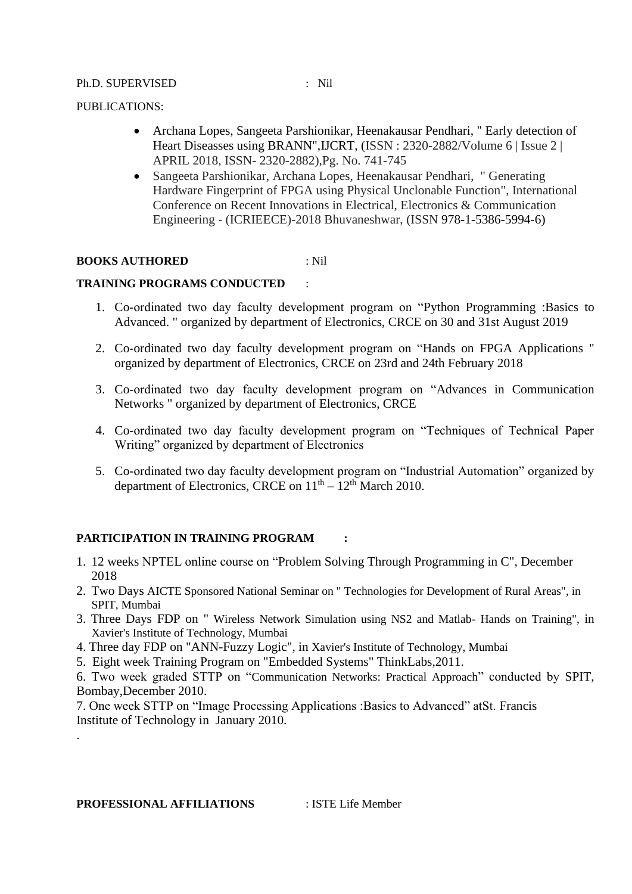Ph.D. SUPERVISED : Nil

PUBLICATIONS:

- Archana Lopes, Sangeeta Parshionikar, Heenakausar Pendhari, " Early detection of Heart Diseasses using BRANN",IJCRT, (ISSN : 2320-2882/Volume 6 | Issue 2 | APRIL 2018, ISSN- 2320-2882),Pg. No. 741-745
- Sangeeta Parshionikar, Archana Lopes, Heenakausar Pendhari, " Generating Hardware Fingerprint of FPGA using Physical Unclonable Function", International Conference on Recent Innovations in Electrical, Electronics & Communication Engineering - (ICRIEECE)-2018 Bhuvaneshwar, (ISSN 978-1-5386-5994-6)

**BOOKS AUTHORED** : Nil

**TRAINING PROGRAMS CONDUCTED** :

1. Co-ordinated two day faculty development program on "Python Programming :Basics to Advanced. " organized by department of Electronics, CRCE on 30 and 31st August 2019
2. Co-ordinated two day faculty development program on "Hands on FPGA Applications " organized by department of Electronics, CRCE on 23rd and 24th February 2018
3. Co-ordinated two day faculty development program on "Advances in Communication Networks " organized by department of Electronics, CRCE
4. Co-ordinated two day faculty development program on "Techniques of Technical Paper Writing" organized by department of Electronics
5. Co-ordinated two day faculty development program on "Industrial Automation" organized by department of Electronics, CRCE on $11^{th}$ – $12^{th}$ March 2010.

**PARTICIPATION IN TRAINING PROGRAM :**

1. 12 weeks NPTEL online course on "Problem Solving Through Programming in C", December 2018
2. Two Days AICTE Sponsored National Seminar on " Technologies for Development of Rural Areas", in SPIT, Mumbai
3. Three Days FDP on " Wireless Network Simulation using NS2 and Matlab- Hands on Training", in Xavier's Institute of Technology, Mumbai
4. Three day FDP on "ANN-Fuzzy Logic", in Xavier's Institute of Technology, Mumbai
5. Eight week Training Program on "Embedded Systems" ThinkLabs,2011.
6. Two week graded STTP on "Communication Networks: Practical Approach" conducted by SPIT, Bombay,December 2010.
7. One week STTP on "Image Processing Applications :Basics to Advanced" atSt. Francis Institute of Technology in January 2010.

.

**PROFESSIONAL AFFILIATIONS** : ISTE Life Member